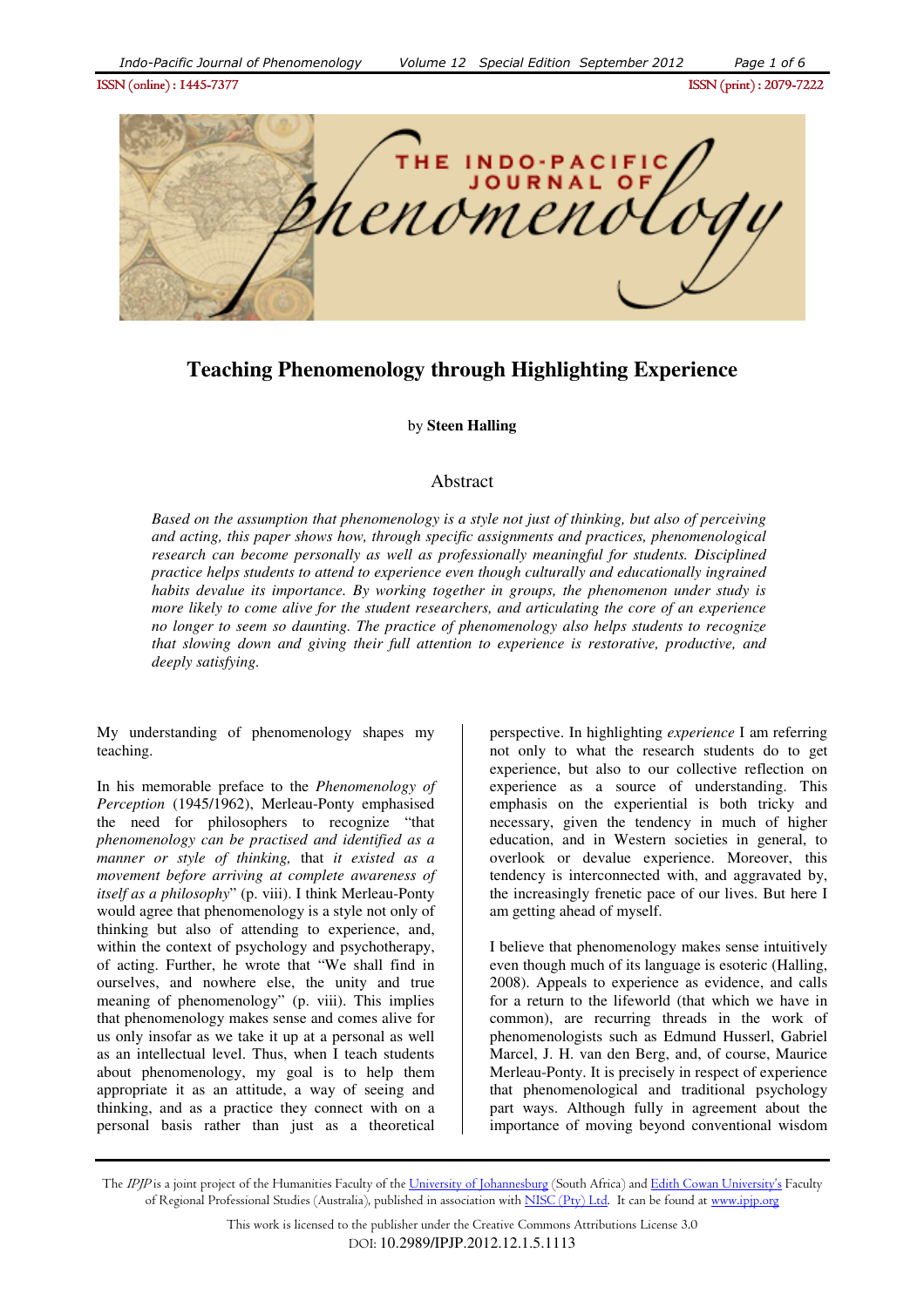# Teaching Phenomenology through Highlighting Experience

by **Steen Halling**

## Abstract

*Based on the assumption that phenomenology is a style not just of thinking, but also of perceiving and acting, this paper shows how, through specific assignments and practices, phenomenological research can become personally as well as professionally meaningful for students. Disciplined practice helps students to attend to experience even though culturally and educationally ingrained habits devalue its importance. By working together in groups, the phenomenon under study is more likely to come alive for the student researchers, and articulating the core of an experience no longer to seem so daunting. The practice of phenomenology also helps students to recognize that slowing down and giving their full attention to experience is restorative, productive, and deeply satisfying.*

My understanding of phenomenology shapes my teaching.

In his memorable preface to the *Phenomenology of Perception* (1945/1962), Merleau-Ponty emphasised the need for philosophers to recognize "that *phenomenology can be practised and identified as a manner or style of thinking,* that *it existed as a movement before arriving at complete awareness of itself as a philosophy*" (p. viii). I think Merleau-Ponty would agree that phenomenology is a style not only of thinking but also of attending to experience, and, within the context of psychology and psychotherapy, of acting. Further, he wrote that "We shall find in ourselves, and nowhere else, the unity and true meaning of phenomenology" (p. viii). This implies that phenomenology makes sense and comes alive for us only insofar as we take it up at a personal as well as an intellectual level. Thus, when I teach students about phenomenology, my goal is to help them appropriate it as an attitude, a way of seeing and thinking, and as a practice they connect with on a personal basis rather than just as a theoretical perspective. In highlighting *experience* I am referring not only to what the research students do to get experience, but also to our collective reflection on experience as a source of understanding. This emphasis on the experiential is both tricky and necessary, given the tendency in much of higher education, and in Western societies in general, to overlook or devalue experience. Moreover, this tendency is interconnected with, and aggravated by, the increasingly frenetic pace of our lives. But here I am getting ahead of myself.

I believe that phenomenology makes sense intuitively even though much of its language is esoteric (Halling, 2008). Appeals to experience as evidence, and calls for a return to the lifeworld (that which we have in common), are recurring threads in the work of phenomenologists such as Edmund Husserl, Gabriel Marcel, J. H. van den Berg, and, of course, Maurice Merleau-Ponty. It is precisely in respect of experience that phenomenological and traditional psychology part ways. Although fully in agreement about the importance of moving beyond conventional wisdom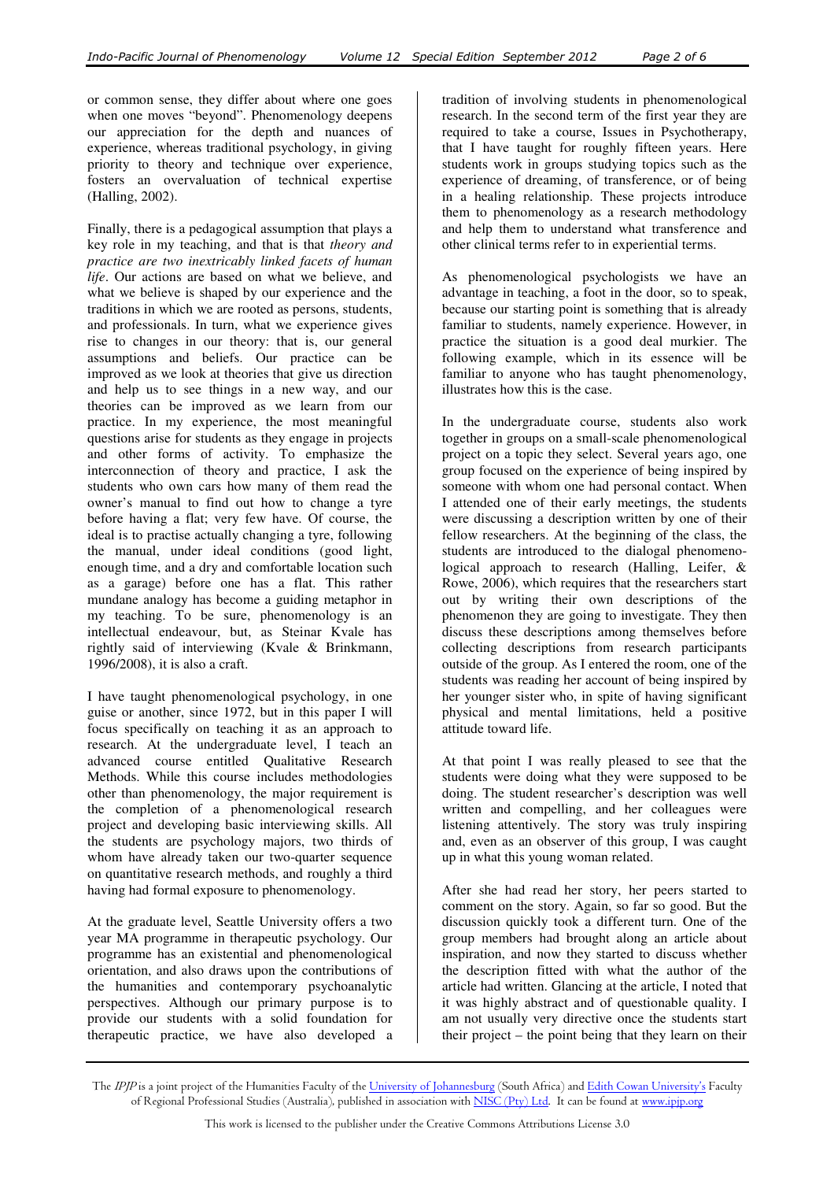or common sense, they differ about where one goes when one moves "beyond". Phenomenology deepens our appreciation for the depth and nuances of experience, whereas traditional psychology, in giving priority to theory and technique over experience, fosters an overvaluation of technical expertise (Halling, 2002).

Finally, there is a pedagogical assumption that plays a key role in my teaching, and that is that *theory and practice are two inextricably linked facets of human life*. Our actions are based on what we believe, and what we believe is shaped by our experience and the traditions in which we are rooted as persons, students, and professionals. In turn, what we experience gives rise to changes in our theory: that is, our general assumptions and beliefs. Our practice can be improved as we look at theories that give us direction and help us to see things in a new way, and our theories can be improved as we learn from our practice. In my experience, the most meaningful questions arise for students as they engage in projects and other forms of activity. To emphasize the interconnection of theory and practice, I ask the students who own cars how many of them read the owner's manual to find out how to change a tyre before having a flat; very few have. Of course, the ideal is to practise actually changing a tyre, following the manual, under ideal conditions (good light, enough time, and a dry and comfortable location such as a garage) before one has a flat. This rather mundane analogy has become a guiding metaphor in my teaching. To be sure, phenomenology is an intellectual endeavour, but, as Steinar Kvale has rightly said of interviewing (Kvale & Brinkmann, 1996/2008), it is also a craft.

I have taught phenomenological psychology, in one guise or another, since 1972, but in this paper I will focus specifically on teaching it as an approach to research. At the undergraduate level, I teach an advanced course entitled Qualitative Research Methods. While this course includes methodologies other than phenomenology, the major requirement is the completion of a phenomenological research project and developing basic interviewing skills. All the students are psychology majors, two thirds of whom have already taken our two-quarter sequence on quantitative research methods, and roughly a third having had formal exposure to phenomenology.

At the graduate level, Seattle University offers a two year MA programme in therapeutic psychology. Our programme has an existential and phenomenological orientation, and also draws upon the contributions of the humanities and contemporary psychoanalytic perspectives. Although our primary purpose is to provide our students with a solid foundation for therapeutic practice, we have also developed a tradition of involving students in phenomenological research. In the second term of the first year they are required to take a course, Issues in Psychotherapy, that I have taught for roughly fifteen years. Here students work in groups studying topics such as the experience of dreaming, of transference, or of being in a healing relationship. These projects introduce them to phenomenology as a research methodology and help them to understand what transference and other clinical terms refer to in experiential terms.

As phenomenological psychologists we have an advantage in teaching, a foot in the door, so to speak, because our starting point is something that is already familiar to students, namely experience. However, in practice the situation is a good deal murkier. The following example, which in its essence will be familiar to anyone who has taught phenomenology, illustrates how this is the case.

In the undergraduate course, students also work together in groups on a small-scale phenomenological project on a topic they select. Several years ago, one group focused on the experience of being inspired by someone with whom one had personal contact. When I attended one of their early meetings, the students were discussing a description written by one of their fellow researchers. At the beginning of the class, the students are introduced to the dialogal phenomenological approach to research (Halling, Leifer, & Rowe, 2006), which requires that the researchers start out by writing their own descriptions of the phenomenon they are going to investigate. They then discuss these descriptions among themselves before collecting descriptions from research participants outside of the group. As I entered the room, one of the students was reading her account of being inspired by her younger sister who, in spite of having significant physical and mental limitations, held a positive attitude toward life.

At that point I was really pleased to see that the students were doing what they were supposed to be doing. The student researcher's description was well written and compelling, and her colleagues were listening attentively. The story was truly inspiring and, even as an observer of this group, I was caught up in what this young woman related.

After she had read her story, her peers started to comment on the story. Again, so far so good. But the discussion quickly took a different turn. One of the group members had brought along an article about inspiration, and now they started to discuss whether the description fitted with what the author of the article had written. Glancing at the article, I noted that it was highly abstract and of questionable quality. I am not usually very directive once the students start their project – the point being that they learn on their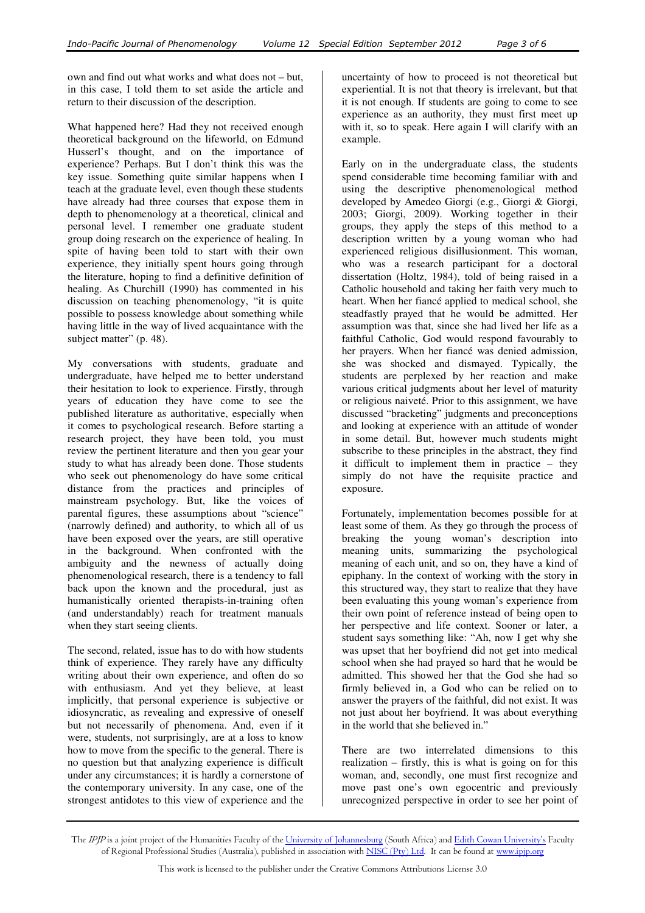own and find out what works and what does not – but, in this case, I told them to set aside the article and return to their discussion of the description.

What happened here? Had they not received enough theoretical background on the lifeworld, on Edmund Husserl's thought, and on the importance of experience? Perhaps. But I don't think this was the key issue. Something quite similar happens when I teach at the graduate level, even though these students have already had three courses that expose them in depth to phenomenology at a theoretical, clinical and personal level. I remember one graduate student group doing research on the experience of healing. In spite of having been told to start with their own experience, they initially spent hours going through the literature, hoping to find a definitive definition of healing. As Churchill (1990) has commented in his discussion on teaching phenomenology, "it is quite possible to possess knowledge about something while having little in the way of lived acquaintance with the subject matter" (p. 48).

My conversations with students, graduate and undergraduate, have helped me to better understand their hesitation to look to experience. Firstly, through years of education they have come to see the published literature as authoritative, especially when it comes to psychological research. Before starting a research project, they have been told, you must review the pertinent literature and then you gear your study to what has already been done. Those students who seek out phenomenology do have some critical distance from the practices and principles of mainstream psychology. But, like the voices of parental figures, these assumptions about "science" (narrowly defined) and authority, to which all of us have been exposed over the years, are still operative in the background. When confronted with the ambiguity and the newness of actually doing phenomenological research, there is a tendency to fall back upon the known and the procedural, just as humanistically oriented therapists-in-training often (and understandably) reach for treatment manuals when they start seeing clients.

The second, related, issue has to do with how students think of experience. They rarely have any difficulty writing about their own experience, and often do so with enthusiasm. And yet they believe, at least implicitly, that personal experience is subjective or idiosyncratic, as revealing and expressive of oneself but not necessarily of phenomena. And, even if it were, students, not surprisingly, are at a loss to know how to move from the specific to the general. There is no question but that analyzing experience is difficult under any circumstances; it is hardly a cornerstone of the contemporary university. In any case, one of the strongest antidotes to this view of experience and the uncertainty of how to proceed is not theoretical but experiential. It is not that theory is irrelevant, but that it is not enough. If students are going to come to see experience as an authority, they must first meet up with it, so to speak. Here again I will clarify with an example.

Early on in the undergraduate class, the students spend considerable time becoming familiar with and using the descriptive phenomenological method developed by Amedeo Giorgi (e.g., Giorgi & Giorgi, 2003; Giorgi, 2009). Working together in their groups, they apply the steps of this method to a description written by a young woman who had experienced religious disillusionment. This woman, who was a research participant for a doctoral dissertation (Holtz, 1984), told of being raised in a Catholic household and taking her faith very much to heart. When her fiancé applied to medical school, she steadfastly prayed that he would be admitted. Her assumption was that, since she had lived her life as a faithful Catholic, God would respond favourably to her prayers. When her fiancé was denied admission, she was shocked and dismayed. Typically, the students are perplexed by her reaction and make various critical judgments about her level of maturity or religious naiveté. Prior to this assignment, we have discussed "bracketing" judgments and preconceptions and looking at experience with an attitude of wonder in some detail. But, however much students might subscribe to these principles in the abstract, they find it difficult to implement them in practice – they simply do not have the requisite practice and exposure.

Fortunately, implementation becomes possible for at least some of them. As they go through the process of breaking the young woman's description into meaning units, summarizing the psychological meaning of each unit, and so on, they have a kind of epiphany. In the context of working with the story in this structured way, they start to realize that they have been evaluating this young woman's experience from their own point of reference instead of being open to her perspective and life context. Sooner or later, a student says something like: "Ah, now I get why she was upset that her boyfriend did not get into medical school when she had prayed so hard that he would be admitted. This showed her that the God she had so firmly believed in, a God who can be relied on to answer the prayers of the faithful, did not exist. It was not just about her boyfriend. It was about everything in the world that she believed in."

There are two interrelated dimensions to this realization – firstly, this is what is going on for this woman, and, secondly, one must first recognize and move past one's own egocentric and previously unrecognized perspective in order to see her point of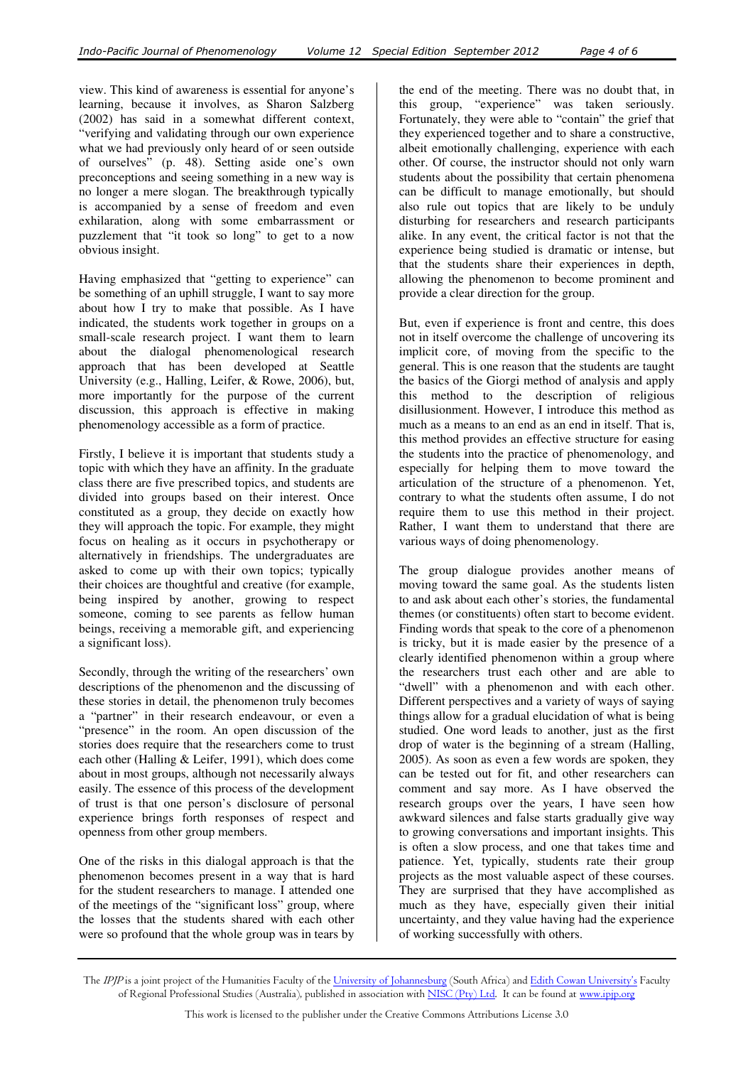view. This kind of awareness is essential for anyone's learning, because it involves, as Sharon Salzberg (2002) has said in a somewhat different context, "verifying and validating through our own experience what we had previously only heard of or seen outside of ourselves" (p. 48). Setting aside one's own preconceptions and seeing something in a new way is no longer a mere slogan. The breakthrough typically is accompanied by a sense of freedom and even exhilaration, along with some embarrassment or puzzlement that "it took so long" to get to a now obvious insight.

Having emphasized that "getting to experience" can be something of an uphill struggle, I want to say more about how I try to make that possible. As I have indicated, the students work together in groups on a small-scale research project. I want them to learn about the dialogal phenomenological research approach that has been developed at Seattle University (e.g., Halling, Leifer, & Rowe, 2006), but, more importantly for the purpose of the current discussion, this approach is effective in making phenomenology accessible as a form of practice.

Firstly, I believe it is important that students study a topic with which they have an affinity. In the graduate class there are five prescribed topics, and students are divided into groups based on their interest. Once constituted as a group, they decide on exactly how they will approach the topic. For example, they might focus on healing as it occurs in psychotherapy or alternatively in friendships. The undergraduates are asked to come up with their own topics; typically their choices are thoughtful and creative (for example, being inspired by another, growing to respect someone, coming to see parents as fellow human beings, receiving a memorable gift, and experiencing a significant loss).

Secondly, through the writing of the researchers' own descriptions of the phenomenon and the discussing of these stories in detail, the phenomenon truly becomes a "partner" in their research endeavour, or even a "presence" in the room. An open discussion of the stories does require that the researchers come to trust each other (Halling & Leifer, 1991), which does come about in most groups, although not necessarily always easily. The essence of this process of the development of trust is that one person's disclosure of personal experience brings forth responses of respect and openness from other group members.

One of the risks in this dialogal approach is that the phenomenon becomes present in a way that is hard for the student researchers to manage. I attended one of the meetings of the "significant loss" group, where the losses that the students shared with each other were so profound that the whole group was in tears by the end of the meeting. There was no doubt that, in this group, "experience" was taken seriously. Fortunately, they were able to "contain" the grief that they experienced together and to share a constructive, albeit emotionally challenging, experience with each other. Of course, the instructor should not only warn students about the possibility that certain phenomena can be difficult to manage emotionally, but should also rule out topics that are likely to be unduly disturbing for researchers and research participants alike. In any event, the critical factor is not that the experience being studied is dramatic or intense, but that the students share their experiences in depth, allowing the phenomenon to become prominent and provide a clear direction for the group.

But, even if experience is front and centre, this does not in itself overcome the challenge of uncovering its implicit core, of moving from the specific to the general. This is one reason that the students are taught the basics of the Giorgi method of analysis and apply this method to the description of religious disillusionment. However, I introduce this method as much as a means to an end as an end in itself. That is, this method provides an effective structure for easing the students into the practice of phenomenology, and especially for helping them to move toward the articulation of the structure of a phenomenon. Yet, contrary to what the students often assume, I do not require them to use this method in their project. Rather, I want them to understand that there are various ways of doing phenomenology.

The group dialogue provides another means of moving toward the same goal. As the students listen to and ask about each other's stories, the fundamental themes (or constituents) often start to become evident. Finding words that speak to the core of a phenomenon is tricky, but it is made easier by the presence of a clearly identified phenomenon within a group where the researchers trust each other and are able to "dwell" with a phenomenon and with each other. Different perspectives and a variety of ways of saying things allow for a gradual elucidation of what is being studied. One word leads to another, just as the first drop of water is the beginning of a stream (Halling, 2005). As soon as even a few words are spoken, they can be tested out for fit, and other researchers can comment and say more. As I have observed the research groups over the years, I have seen how awkward silences and false starts gradually give way to growing conversations and important insights. This is often a slow process, and one that takes time and patience. Yet, typically, students rate their group projects as the most valuable aspect of these courses. They are surprised that they have accomplished as much as they have, especially given their initial uncertainty, and they value having had the experience of working successfully with others.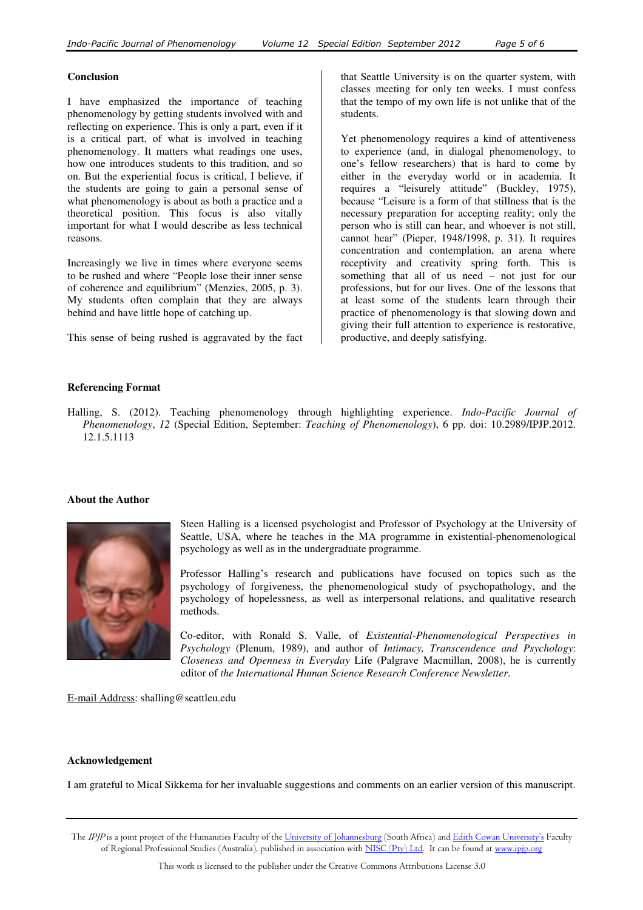## Conclusion

I have emphasized the importance of teaching phenomenology by getting students involved with and reflecting on experience. This is only a part, even if it is a critical part, of what is involved in teaching phenomenology. It matters what readings one uses, how one introduces students to this tradition, and so on. But the experiential focus is critical, I believe, if the students are going to gain a personal sense of what phenomenology is about as both a practice and a theoretical position. This focus is also vitally important for what I would describe as less technical reasons.

Increasingly we live in times where everyone seems to be rushed and where "People lose their inner sense of coherence and equilibrium" (Menzies, 2005, p. 3). My students often complain that they are always behind and have little hope of catching up.

This sense of being rushed is aggravated by the fact that Seattle University is on the quarter system, with classes meeting for only ten weeks. I must confess that the tempo of my own life is not unlike that of the students.

Yet phenomenology requires a kind of attentiveness to experience (and, in dialogal phenomenology, to one's fellow researchers) that is hard to come by either in the everyday world or in academia. It requires a "leisurely attitude" (Buckley, 1975), because "Leisure is a form of that stillness that is the necessary preparation for accepting reality; only the person who is still can hear, and whoever is not still, cannot hear" (Pieper, 1948/1998, p. 31). It requires concentration and contemplation, an arena where receptivity and creativity spring forth. This is something that all of us need – not just for our professions, but for our lives. One of the lessons that at least some of the students learn through their practice of phenomenology is that slowing down and giving their full attention to experience is restorative, productive, and deeply satisfying.

## Referencing Format

Halling, S. (2012). Teaching phenomenology through highlighting experience. *Indo-Pacific Journal of Phenomenology*, *12* (Special Edition, September: *Teaching of Phenomenology*), 6 pp. doi: 10.2989/IPJP.2012.12.1.5.1113

## About the Author

Steen Halling is a licensed psychologist and Professor of Psychology at the University of Seattle, USA, where he teaches in the MA programme in existential-phenomenological psychology as well as in the undergraduate programme.

Professor Halling's research and publications have focused on topics such as the psychology of forgiveness, the phenomenological study of psychopathology, and the psychology of hopelessness, as well as interpersonal relations, and qualitative research methods.

Co-editor, with Ronald S. Valle, of *Existential-Phenomenological Perspectives in Psychology* (Plenum, 1989), and author of *Intimacy, Transcendence and Psychology*: *Closeness and Openness in Everyday* Life (Palgrave Macmillan, 2008), he is currently editor of *the International Human Science Research Conference Newsletter*.

E-mail Address: shalling@seattleu.edu

## Acknowledgement

I am grateful to Mical Sikkema for her invaluable suggestions and comments on an earlier version of this manuscript.

The *IPJP* is a joint project of the Humanities Faculty of the University of Johannesburg (South Africa) and Edith Cowan University's Faculty of Regional Professional Studies (Australia), published in association with NISC (Pty) Ltd. It can be found at www.ipjp.org

This work is licensed to the publisher under the Creative Commons Attributions License 3.0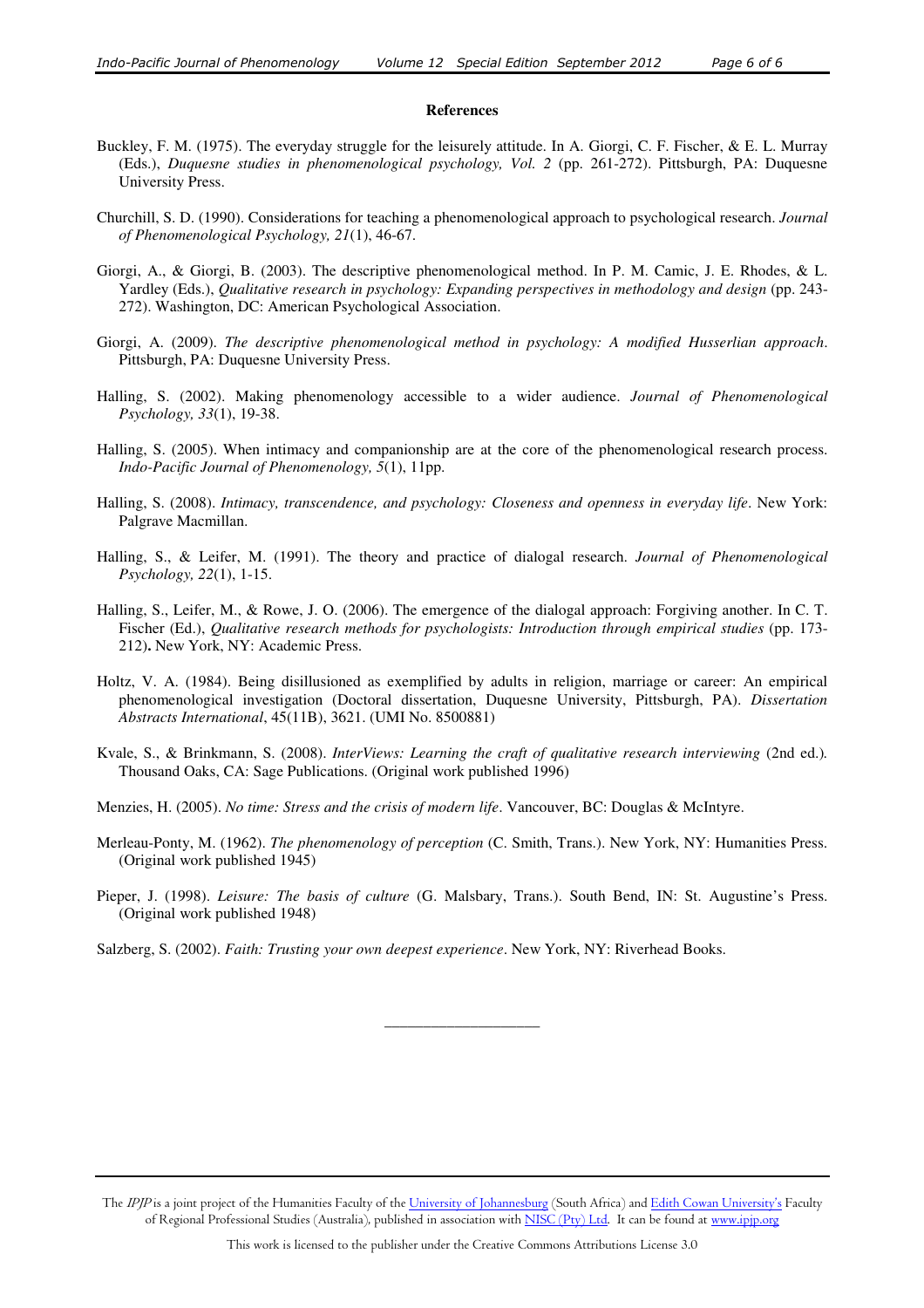**References**

Buckley, F. M. (1975). The everyday struggle for the leisurely attitude. In A. Giorgi, C. F. Fischer, & E. L. Murray (Eds.), *Duquesne studies in phenomenological psychology, Vol. 2* (pp. 261-272). Pittsburgh, PA: Duquesne University Press.

Churchill, S. D. (1990). Considerations for teaching a phenomenological approach to psychological research. *Journal of Phenomenological Psychology, 21*(1), 46-67.

Giorgi, A., & Giorgi, B. (2003). The descriptive phenomenological method. In P. M. Camic, J. E. Rhodes, & L. Yardley (Eds.), *Qualitative research in psychology: Expanding perspectives in methodology and design* (pp. 243-272). Washington, DC: American Psychological Association.

Giorgi, A. (2009). *The descriptive phenomenological method in psychology: A modified Husserlian approach*. Pittsburgh, PA: Duquesne University Press.

Halling, S. (2002). Making phenomenology accessible to a wider audience. *Journal of Phenomenological Psychology, 33*(1), 19-38.

Halling, S. (2005). When intimacy and companionship are at the core of the phenomenological research process. *Indo-Pacific Journal of Phenomenology, 5*(1), 11pp.

Halling, S. (2008). *Intimacy, transcendence, and psychology: Closeness and openness in everyday life*. New York: Palgrave Macmillan.

Halling, S., & Leifer, M. (1991). The theory and practice of dialogal research. *Journal of Phenomenological Psychology, 22*(1), 1-15.

Halling, S., Leifer, M., & Rowe, J. O. (2006). The emergence of the dialogal approach: Forgiving another. In C. T. Fischer (Ed.), *Qualitative research methods for psychologists: Introduction through empirical studies* (pp. 173-212)**.** New York, NY: Academic Press.

Holtz, V. A. (1984). Being disillusioned as exemplified by adults in religion, marriage or career: An empirical phenomenological investigation (Doctoral dissertation, Duquesne University, Pittsburgh, PA). *Dissertation Abstracts International*, 45(11B), 3621. (UMI No. 8500881)

Kvale, S., & Brinkmann, S. (2008). *InterViews: Learning the craft of qualitative research interviewing* (2nd ed.)*.* Thousand Oaks, CA: Sage Publications. (Original work published 1996)

Menzies, H. (2005). *No time: Stress and the crisis of modern life*. Vancouver, BC: Douglas & McIntyre.

Merleau-Ponty, M. (1962). *The phenomenology of perception* (C. Smith, Trans.). New York, NY: Humanities Press. (Original work published 1945)

Pieper, J. (1998). *Leisure: The basis of culture* (G. Malsbary, Trans.). South Bend, IN: St. Augustine's Press. (Original work published 1948)

Salzberg, S. (2002). *Faith: Trusting your own deepest experience*. New York, NY: Riverhead Books.

---

The *IPJP* is a joint project of the Humanities Faculty of the University of Johannesburg (South Africa) and Edith Cowan University's Faculty of Regional Professional Studies (Australia), published in association with NISC (Pty) Ltd. It can be found at www.ipjp.org

This work is licensed to the publisher under the Creative Commons Attributions License 3.0